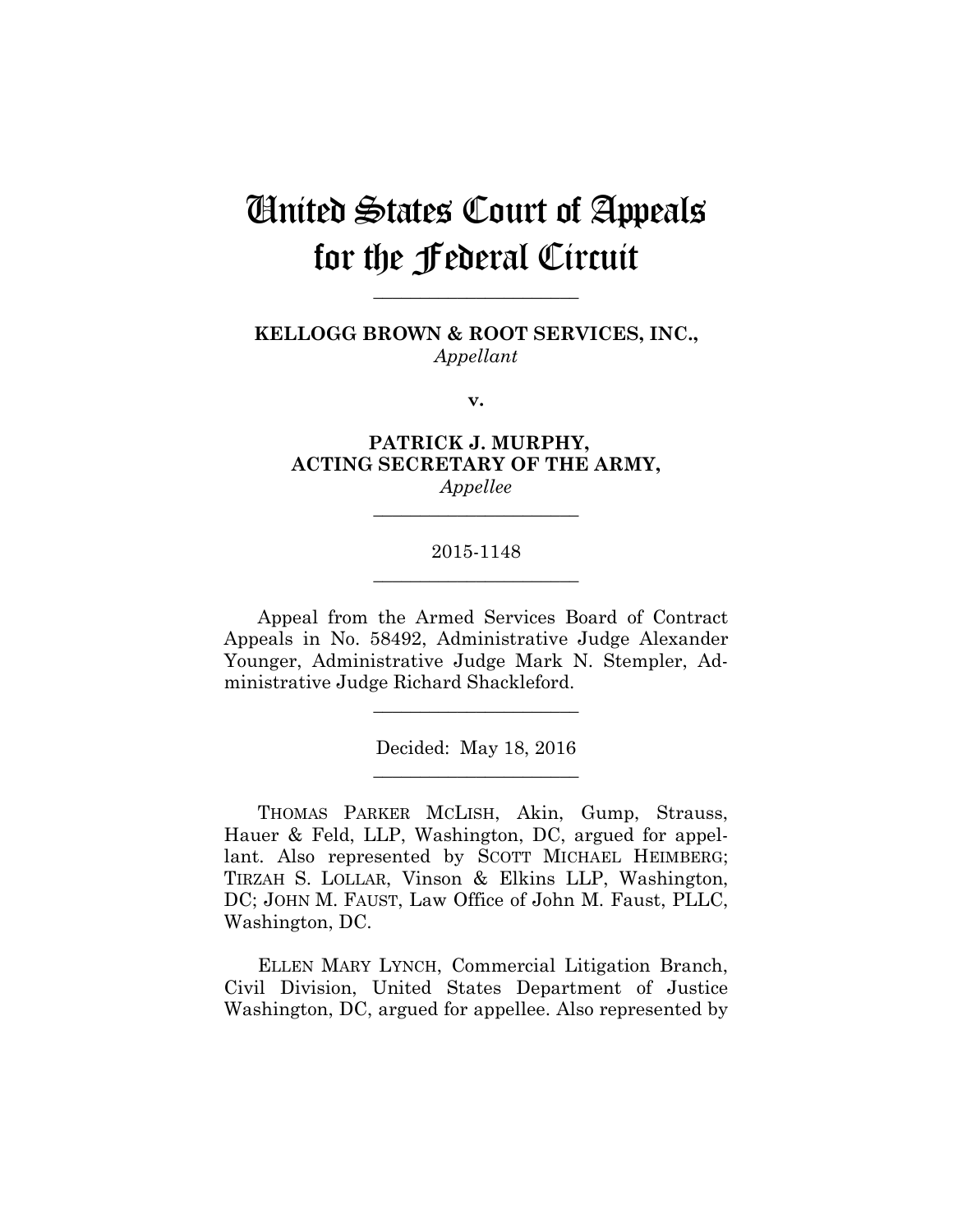# United States Court of Appeals for the Federal Circuit

______________________

**KELLOGG BROWN & ROOT SERVICES, INC.,**
*Appellant*

**v.**

**PATRICK J. MURPHY,**
**ACTING SECRETARY OF THE ARMY,**
*Appellee*

______________________

2015-1148

______________________

Appeal from the Armed Services Board of Contract Appeals in No. 58492, Administrative Judge Alexander Younger, Administrative Judge Mark N. Stempler, Administrative Judge Richard Shackleford.

______________________

Decided: May 18, 2016

______________________

THOMAS PARKER MCLISH, Akin, Gump, Strauss, Hauer & Feld, LLP, Washington, DC, argued for appellant. Also represented by SCOTT MICHAEL HEIMBERG; TIRZAH S. LOLLAR, Vinson & Elkins LLP, Washington, DC; JOHN M. FAUST, Law Office of John M. Faust, PLLC, Washington, DC.

ELLEN MARY LYNCH, Commercial Litigation Branch, Civil Division, United States Department of Justice Washington, DC, argued for appellee. Also represented by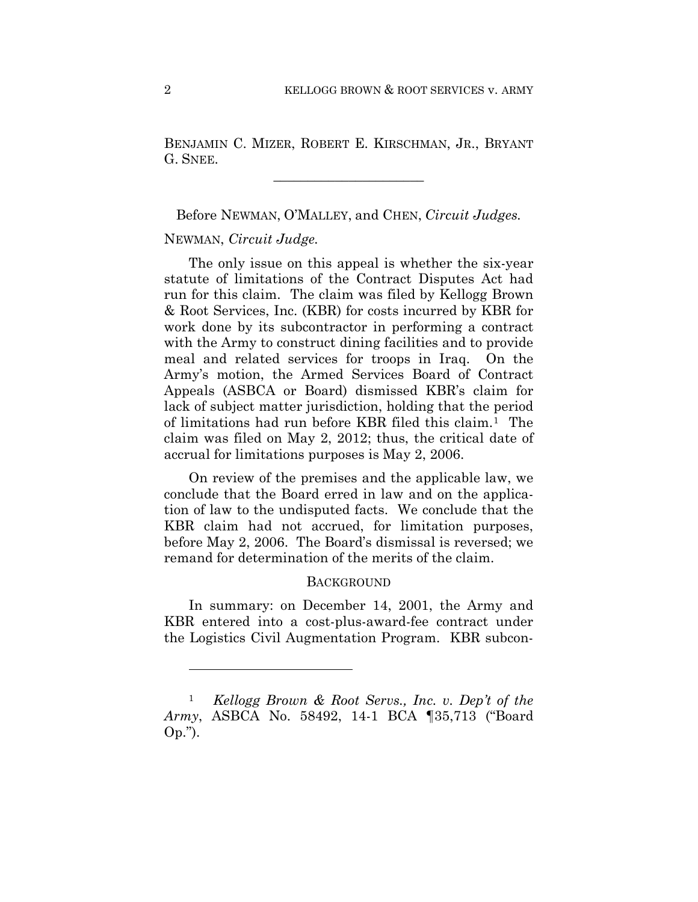BENJAMIN C. MIZER, ROBERT E. KIRSCHMAN, JR., BRYANT G. SNEE.

______________________

Before NEWMAN, O'MALLEY, and CHEN, *Circuit Judges.*

NEWMAN, *Circuit Judge.*

The only issue on this appeal is whether the six-year statute of limitations of the Contract Disputes Act had run for this claim. The claim was filed by Kellogg Brown & Root Services, Inc. (KBR) for costs incurred by KBR for work done by its subcontractor in performing a contract with the Army to construct dining facilities and to provide meal and related services for troops in Iraq. On the Army's motion, the Armed Services Board of Contract Appeals (ASBCA or Board) dismissed KBR's claim for lack of subject matter jurisdiction, holding that the period of limitations had run before KBR filed this claim.[1] The claim was filed on May 2, 2012; thus, the critical date of accrual for limitations purposes is May 2, 2006.

On review of the premises and the applicable law, we conclude that the Board erred in law and on the application of law to the undisputed facts. We conclude that the KBR claim had not accrued, for limitation purposes, before May 2, 2006. The Board's dismissal is reversed; we remand for determination of the merits of the claim.

## BACKGROUND

In summary: on December 14, 2001, the Army and KBR entered into a cost-plus-award-fee contract under the Logistics Civil Augmentation Program. KBR subcon-

---

[1] *Kellogg Brown & Root Servs., Inc. v. Dep't of the Army*, ASBCA No. 58492, 14-1 BCA ¶35,713 ("Board Op.").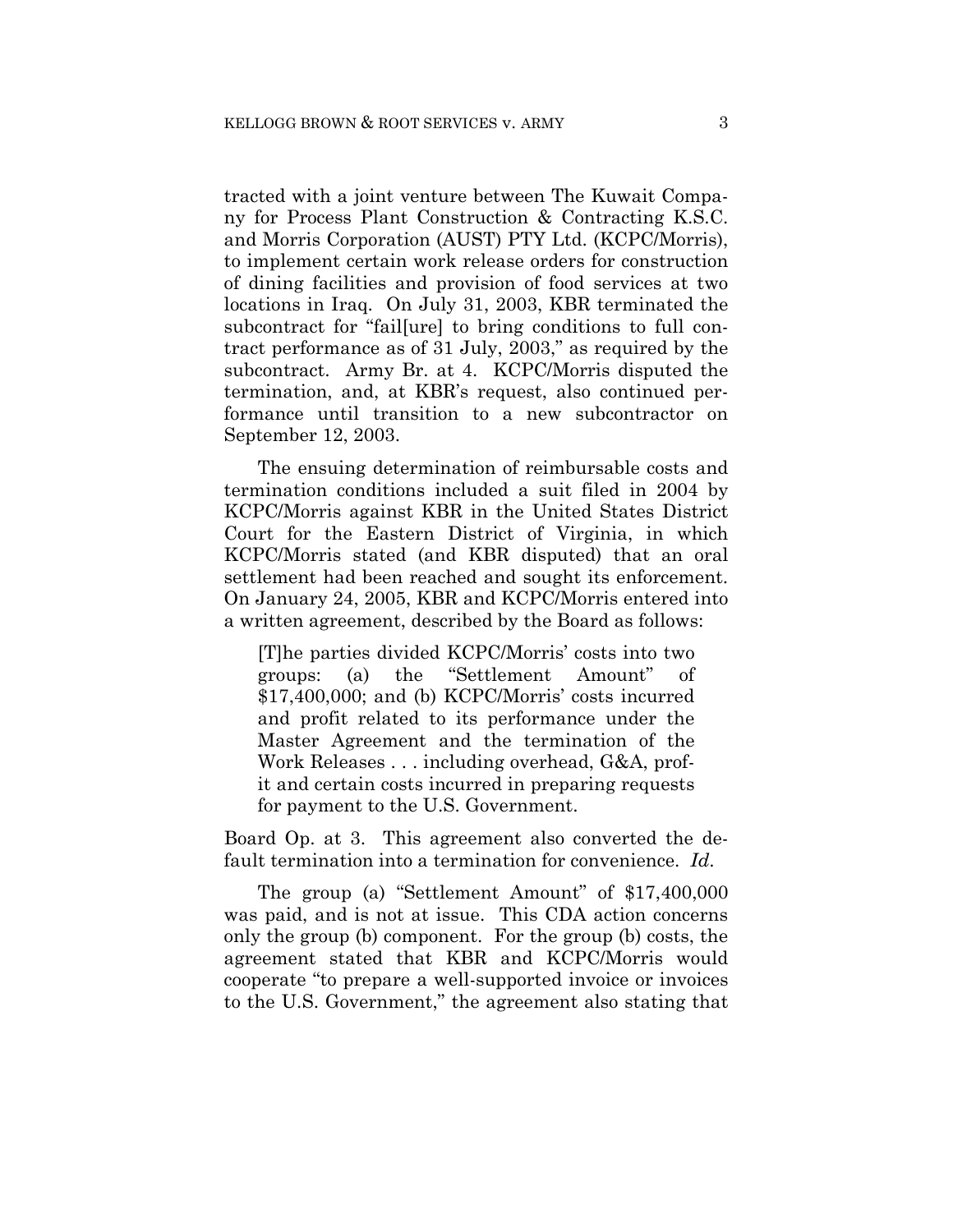tracted with a joint venture between The Kuwait Company for Process Plant Construction & Contracting K.S.C. and Morris Corporation (AUST) PTY Ltd. (KCPC/Morris), to implement certain work release orders for construction of dining facilities and provision of food services at two locations in Iraq. On July 31, 2003, KBR terminated the subcontract for "fail[ure] to bring conditions to full contract performance as of 31 July, 2003," as required by the subcontract. Army Br. at 4. KCPC/Morris disputed the termination, and, at KBR's request, also continued performance until transition to a new subcontractor on September 12, 2003.

The ensuing determination of reimbursable costs and termination conditions included a suit filed in 2004 by KCPC/Morris against KBR in the United States District Court for the Eastern District of Virginia, in which KCPC/Morris stated (and KBR disputed) that an oral settlement had been reached and sought its enforcement. On January 24, 2005, KBR and KCPC/Morris entered into a written agreement, described by the Board as follows:

> [T]he parties divided KCPC/Morris' costs into two groups: (a) the "Settlement Amount" of $17,400,000; and (b) KCPC/Morris' costs incurred and profit related to its performance under the Master Agreement and the termination of the Work Releases . . . including overhead, G&A, profit and certain costs incurred in preparing requests for payment to the U.S. Government.

Board Op. at 3. This agreement also converted the default termination into a termination for convenience. *Id*.

The group (a) "Settlement Amount" of $17,400,000 was paid, and is not at issue. This CDA action concerns only the group (b) component. For the group (b) costs, the agreement stated that KBR and KCPC/Morris would cooperate "to prepare a well-supported invoice or invoices to the U.S. Government," the agreement also stating that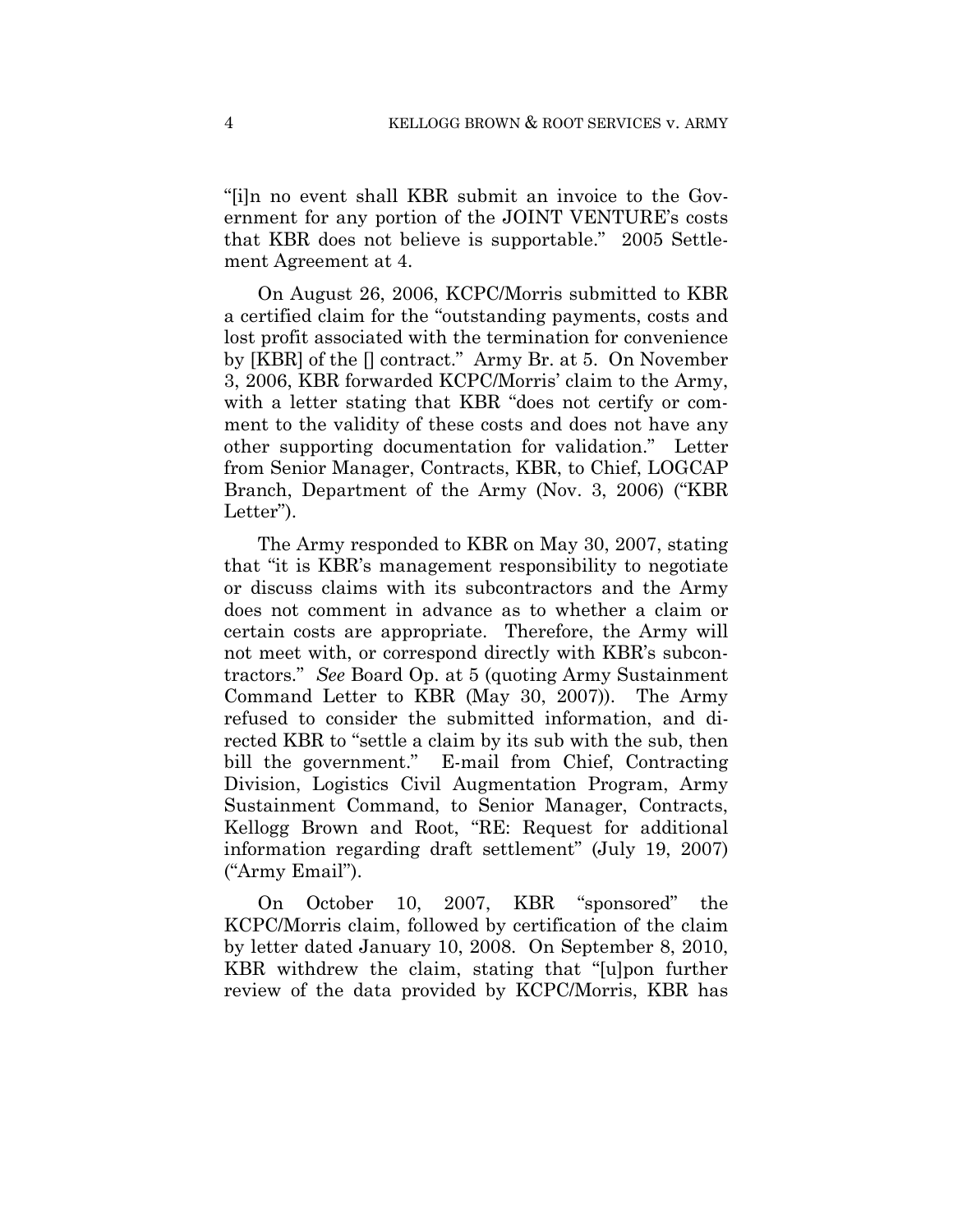"[i]n no event shall KBR submit an invoice to the Government for any portion of the JOINT VENTURE's costs that KBR does not believe is supportable." 2005 Settlement Agreement at 4.

On August 26, 2006, KCPC/Morris submitted to KBR a certified claim for the "outstanding payments, costs and lost profit associated with the termination for convenience by [KBR] of the [] contract." Army Br. at 5. On November 3, 2006, KBR forwarded KCPC/Morris' claim to the Army, with a letter stating that KBR "does not certify or comment to the validity of these costs and does not have any other supporting documentation for validation." Letter from Senior Manager, Contracts, KBR, to Chief, LOGCAP Branch, Department of the Army (Nov. 3, 2006) ("KBR Letter").

The Army responded to KBR on May 30, 2007, stating that "it is KBR's management responsibility to negotiate or discuss claims with its subcontractors and the Army does not comment in advance as to whether a claim or certain costs are appropriate. Therefore, the Army will not meet with, or correspond directly with KBR's subcontractors." *See* Board Op. at 5 (quoting Army Sustainment Command Letter to KBR (May 30, 2007)). The Army refused to consider the submitted information, and directed KBR to "settle a claim by its sub with the sub, then bill the government." E-mail from Chief, Contracting Division, Logistics Civil Augmentation Program, Army Sustainment Command, to Senior Manager, Contracts, Kellogg Brown and Root, "RE: Request for additional information regarding draft settlement" (July 19, 2007) ("Army Email").

On October 10, 2007, KBR "sponsored" the KCPC/Morris claim, followed by certification of the claim by letter dated January 10, 2008. On September 8, 2010, KBR withdrew the claim, stating that "[u]pon further review of the data provided by KCPC/Morris, KBR has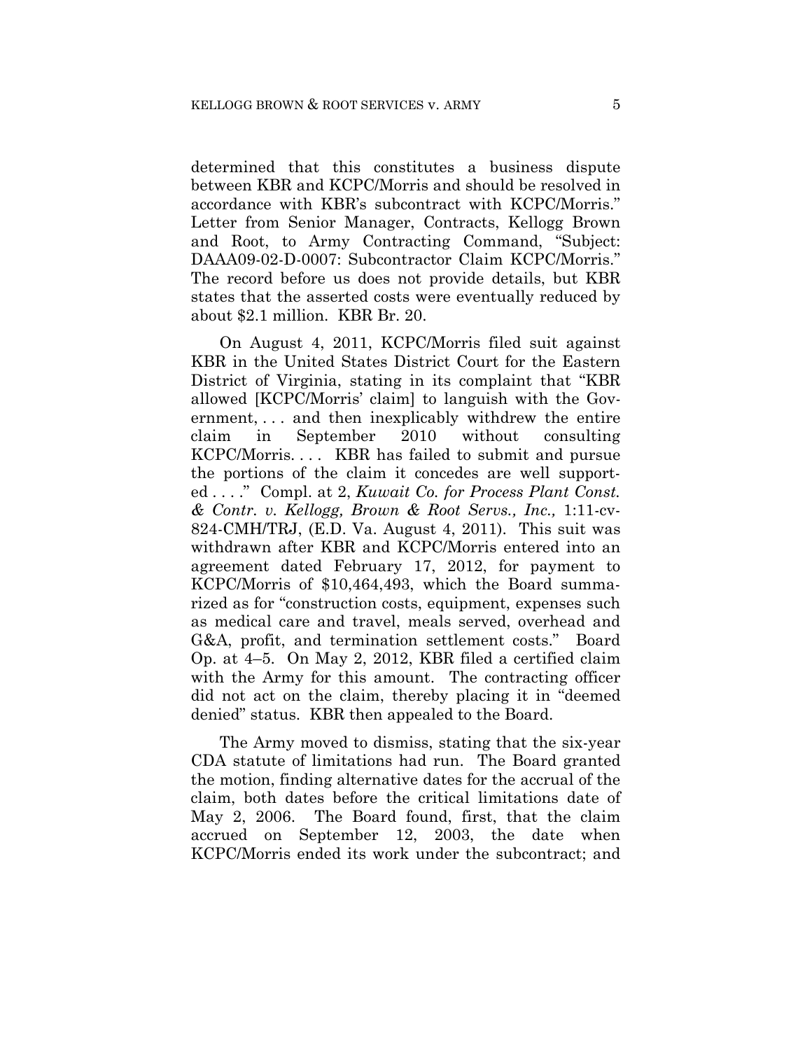determined that this constitutes a business dispute between KBR and KCPC/Morris and should be resolved in accordance with KBR's subcontract with KCPC/Morris." Letter from Senior Manager, Contracts, Kellogg Brown and Root, to Army Contracting Command, "Subject: DAAA09-02-D-0007: Subcontractor Claim KCPC/Morris." The record before us does not provide details, but KBR states that the asserted costs were eventually reduced by about $2.1 million. KBR Br. 20.

On August 4, 2011, KCPC/Morris filed suit against KBR in the United States District Court for the Eastern District of Virginia, stating in its complaint that "KBR allowed [KCPC/Morris' claim] to languish with the Government, . . . and then inexplicably withdrew the entire claim in September 2010 without consulting KCPC/Morris. . . . KBR has failed to submit and pursue the portions of the claim it concedes are well supported . . . ." Compl. at 2, *Kuwait Co. for Process Plant Const. & Contr. v. Kellogg, Brown & Root Servs., Inc.,* 1:11-cv-824-CMH/TRJ, (E.D. Va. August 4, 2011). This suit was withdrawn after KBR and KCPC/Morris entered into an agreement dated February 17, 2012, for payment to KCPC/Morris of $10,464,493, which the Board summarized as for "construction costs, equipment, expenses such as medical care and travel, meals served, overhead and G&A, profit, and termination settlement costs." Board Op. at 4–5. On May 2, 2012, KBR filed a certified claim with the Army for this amount. The contracting officer did not act on the claim, thereby placing it in "deemed denied" status. KBR then appealed to the Board.

The Army moved to dismiss, stating that the six-year CDA statute of limitations had run. The Board granted the motion, finding alternative dates for the accrual of the claim, both dates before the critical limitations date of May 2, 2006. The Board found, first, that the claim accrued on September 12, 2003, the date when KCPC/Morris ended its work under the subcontract; and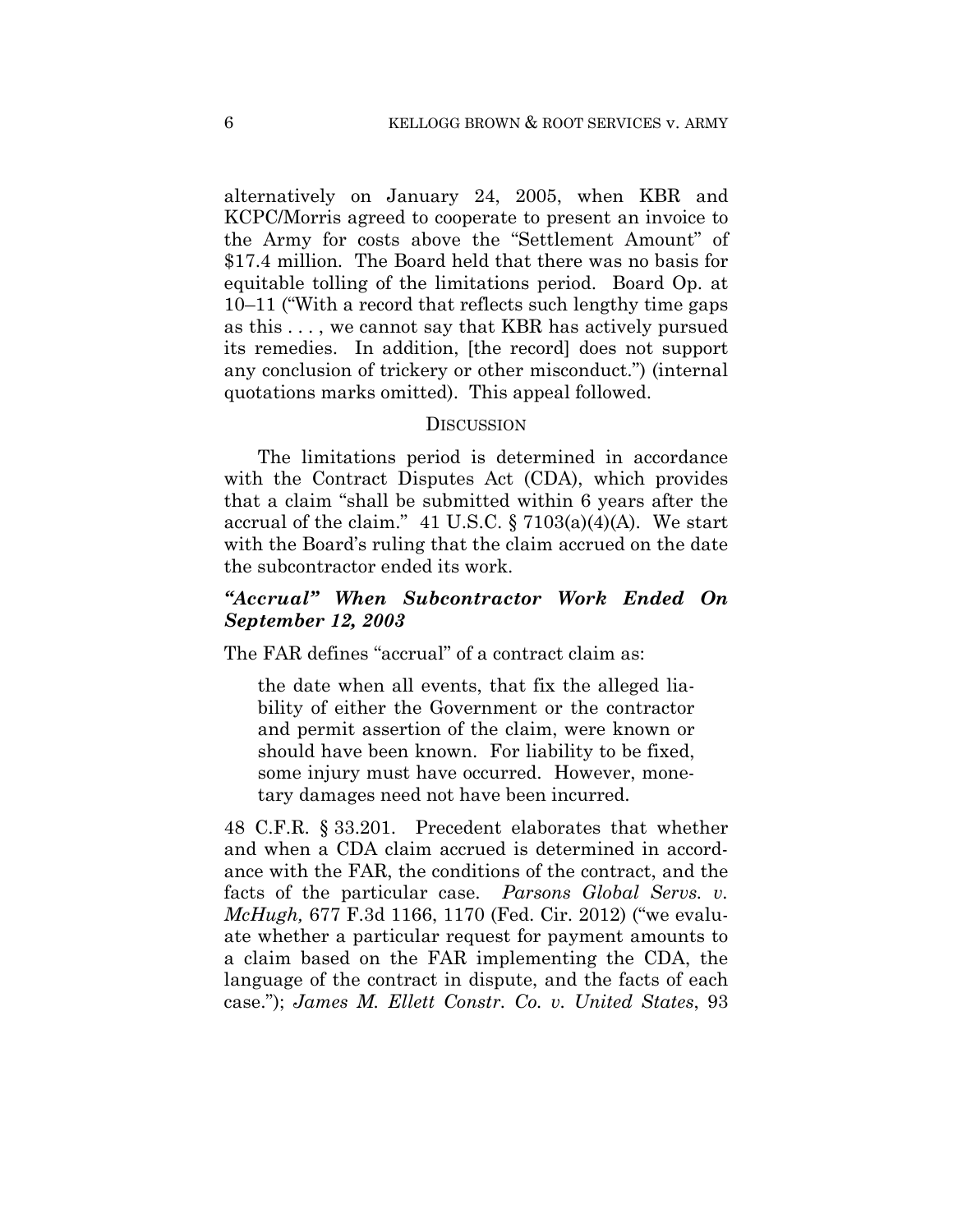alternatively on January 24, 2005, when KBR and KCPC/Morris agreed to cooperate to present an invoice to the Army for costs above the "Settlement Amount" of $17.4 million. The Board held that there was no basis for equitable tolling of the limitations period. Board Op. at 10–11 ("With a record that reflects such lengthy time gaps as this . . . , we cannot say that KBR has actively pursued its remedies. In addition, [the record] does not support any conclusion of trickery or other misconduct.") (internal quotations marks omitted). This appeal followed.

## DISCUSSION

The limitations period is determined in accordance with the Contract Disputes Act (CDA), which provides that a claim "shall be submitted within 6 years after the accrual of the claim." 41 U.S.C. § 7103(a)(4)(A). We start with the Board's ruling that the claim accrued on the date the subcontractor ended its work.

### *"Accrual" When Subcontractor Work Ended On September 12, 2003*

The FAR defines "accrual" of a contract claim as:

> the date when all events, that fix the alleged liability of either the Government or the contractor and permit assertion of the claim, were known or should have been known. For liability to be fixed, some injury must have occurred. However, monetary damages need not have been incurred.

48 C.F.R. § 33.201. Precedent elaborates that whether and when a CDA claim accrued is determined in accordance with the FAR, the conditions of the contract, and the facts of the particular case. *Parsons Global Servs. v. McHugh,* 677 F.3d 1166, 1170 (Fed. Cir. 2012) ("we evaluate whether a particular request for payment amounts to a claim based on the FAR implementing the CDA, the language of the contract in dispute, and the facts of each case."); *James M. Ellett Constr. Co. v. United States*, 93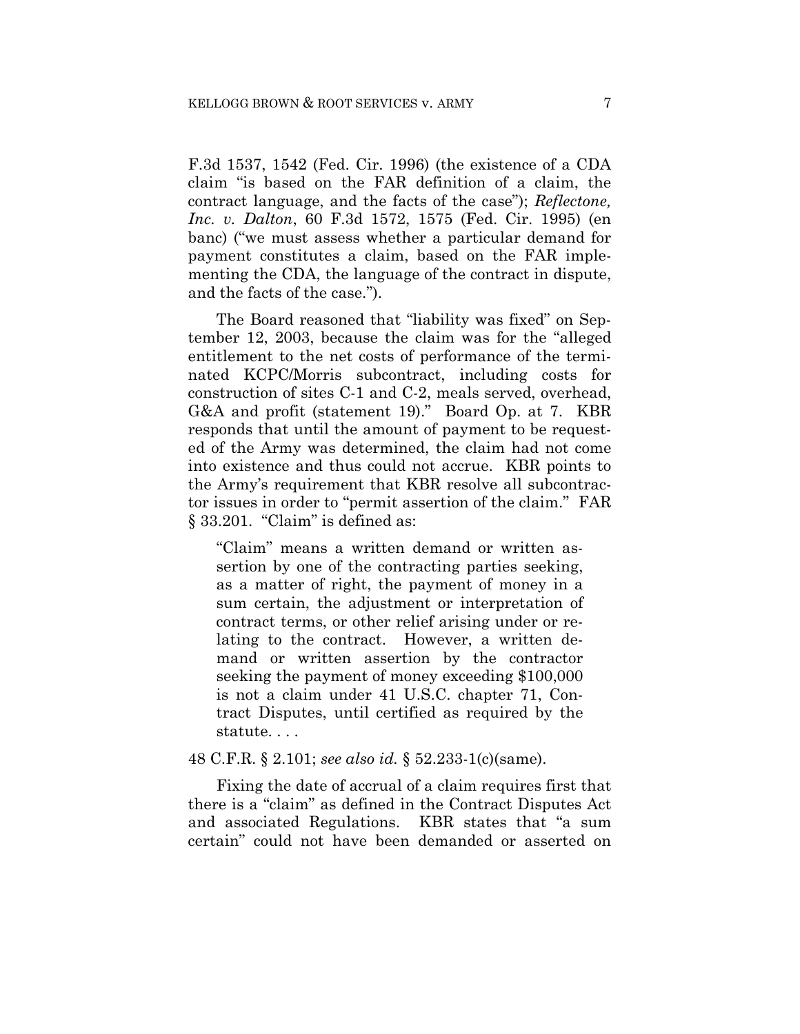F.3d 1537, 1542 (Fed. Cir. 1996) (the existence of a CDA claim "is based on the FAR definition of a claim, the contract language, and the facts of the case"); *Reflectone, Inc. v. Dalton*, 60 F.3d 1572, 1575 (Fed. Cir. 1995) (en banc) ("we must assess whether a particular demand for payment constitutes a claim, based on the FAR implementing the CDA, the language of the contract in dispute, and the facts of the case.").

The Board reasoned that "liability was fixed" on September 12, 2003, because the claim was for the "alleged entitlement to the net costs of performance of the terminated KCPC/Morris subcontract, including costs for construction of sites C-1 and C-2, meals served, overhead, G&A and profit (statement 19)." Board Op. at 7. KBR responds that until the amount of payment to be requested of the Army was determined, the claim had not come into existence and thus could not accrue. KBR points to the Army's requirement that KBR resolve all subcontractor issues in order to "permit assertion of the claim." FAR § 33.201. "Claim" is defined as:

> "Claim" means a written demand or written assertion by one of the contracting parties seeking, as a matter of right, the payment of money in a sum certain, the adjustment or interpretation of contract terms, or other relief arising under or relating to the contract. However, a written demand or written assertion by the contractor seeking the payment of money exceeding $100,000 is not a claim under 41 U.S.C. chapter 71, Contract Disputes, until certified as required by the statute. . . .

48 C.F.R. § 2.101; *see also id.* § 52.233-1(c)(same).

Fixing the date of accrual of a claim requires first that there is a "claim" as defined in the Contract Disputes Act and associated Regulations. KBR states that "a sum certain" could not have been demanded or asserted on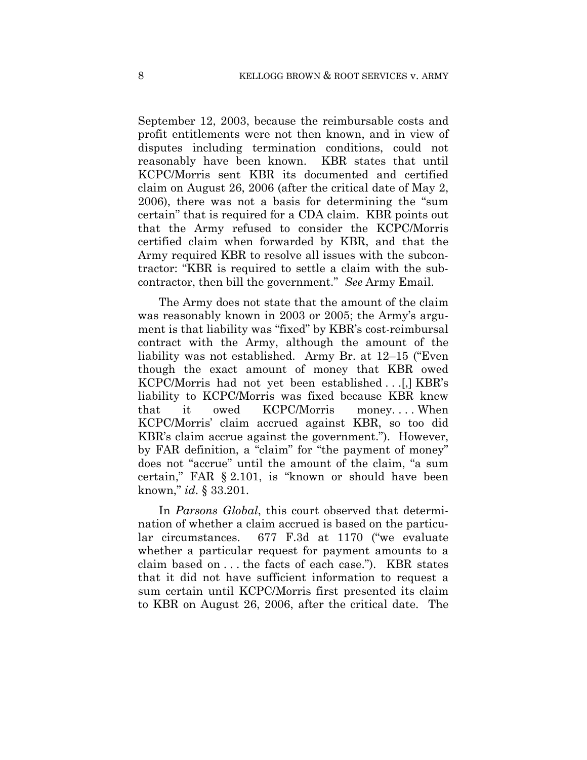September 12, 2003, because the reimbursable costs and profit entitlements were not then known, and in view of disputes including termination conditions, could not reasonably have been known. KBR states that until KCPC/Morris sent KBR its documented and certified claim on August 26, 2006 (after the critical date of May 2, 2006), there was not a basis for determining the "sum certain" that is required for a CDA claim. KBR points out that the Army refused to consider the KCPC/Morris certified claim when forwarded by KBR, and that the Army required KBR to resolve all issues with the subcontractor: "KBR is required to settle a claim with the subcontractor, then bill the government." *See* Army Email.

The Army does not state that the amount of the claim was reasonably known in 2003 or 2005; the Army's argument is that liability was "fixed" by KBR's cost-reimbursal contract with the Army, although the amount of the liability was not established. Army Br. at 12–15 ("Even though the exact amount of money that KBR owed KCPC/Morris had not yet been established . . .[,] KBR's liability to KCPC/Morris was fixed because KBR knew that it owed KCPC/Morris money. . . . When KCPC/Morris' claim accrued against KBR, so too did KBR's claim accrue against the government."). However, by FAR definition, a "claim" for "the payment of money" does not "accrue" until the amount of the claim, "a sum certain," FAR § 2.101, is "known or should have been known," *id*. § 33.201.

In *Parsons Global*, this court observed that determination of whether a claim accrued is based on the particular circumstances. 677 F.3d at 1170 ("we evaluate whether a particular request for payment amounts to a claim based on . . . the facts of each case."). KBR states that it did not have sufficient information to request a sum certain until KCPC/Morris first presented its claim to KBR on August 26, 2006, after the critical date. The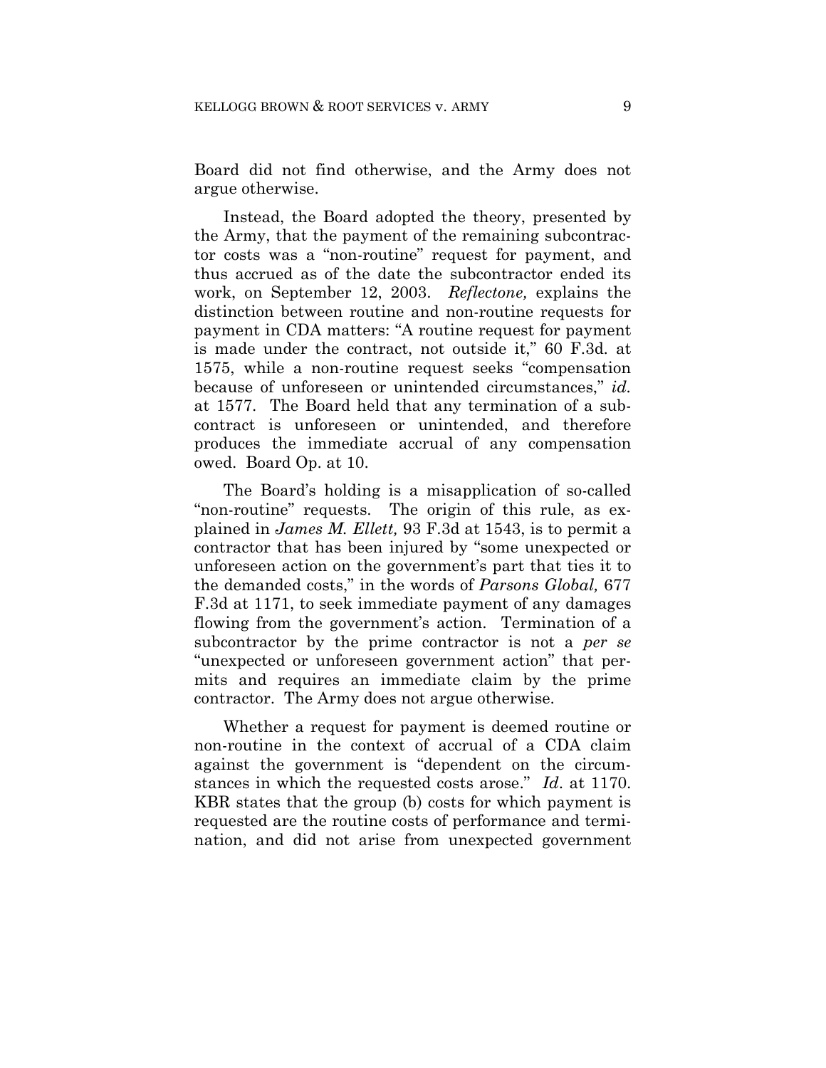Board did not find otherwise, and the Army does not argue otherwise.

Instead, the Board adopted the theory, presented by the Army, that the payment of the remaining subcontractor costs was a "non-routine" request for payment, and thus accrued as of the date the subcontractor ended its work, on September 12, 2003. *Reflectone,* explains the distinction between routine and non-routine requests for payment in CDA matters: "A routine request for payment is made under the contract, not outside it," 60 F.3d. at 1575, while a non-routine request seeks "compensation because of unforeseen or unintended circumstances," *id.* at 1577. The Board held that any termination of a subcontract is unforeseen or unintended, and therefore produces the immediate accrual of any compensation owed. Board Op. at 10.

The Board's holding is a misapplication of so-called "non-routine" requests. The origin of this rule, as explained in *James M. Ellett,* 93 F.3d at 1543, is to permit a contractor that has been injured by "some unexpected or unforeseen action on the government's part that ties it to the demanded costs," in the words of *Parsons Global,* 677 F.3d at 1171, to seek immediate payment of any damages flowing from the government's action. Termination of a subcontractor by the prime contractor is not a *per se* "unexpected or unforeseen government action" that permits and requires an immediate claim by the prime contractor. The Army does not argue otherwise.

Whether a request for payment is deemed routine or non-routine in the context of accrual of a CDA claim against the government is "dependent on the circumstances in which the requested costs arose." *Id*. at 1170. KBR states that the group (b) costs for which payment is requested are the routine costs of performance and termination, and did not arise from unexpected government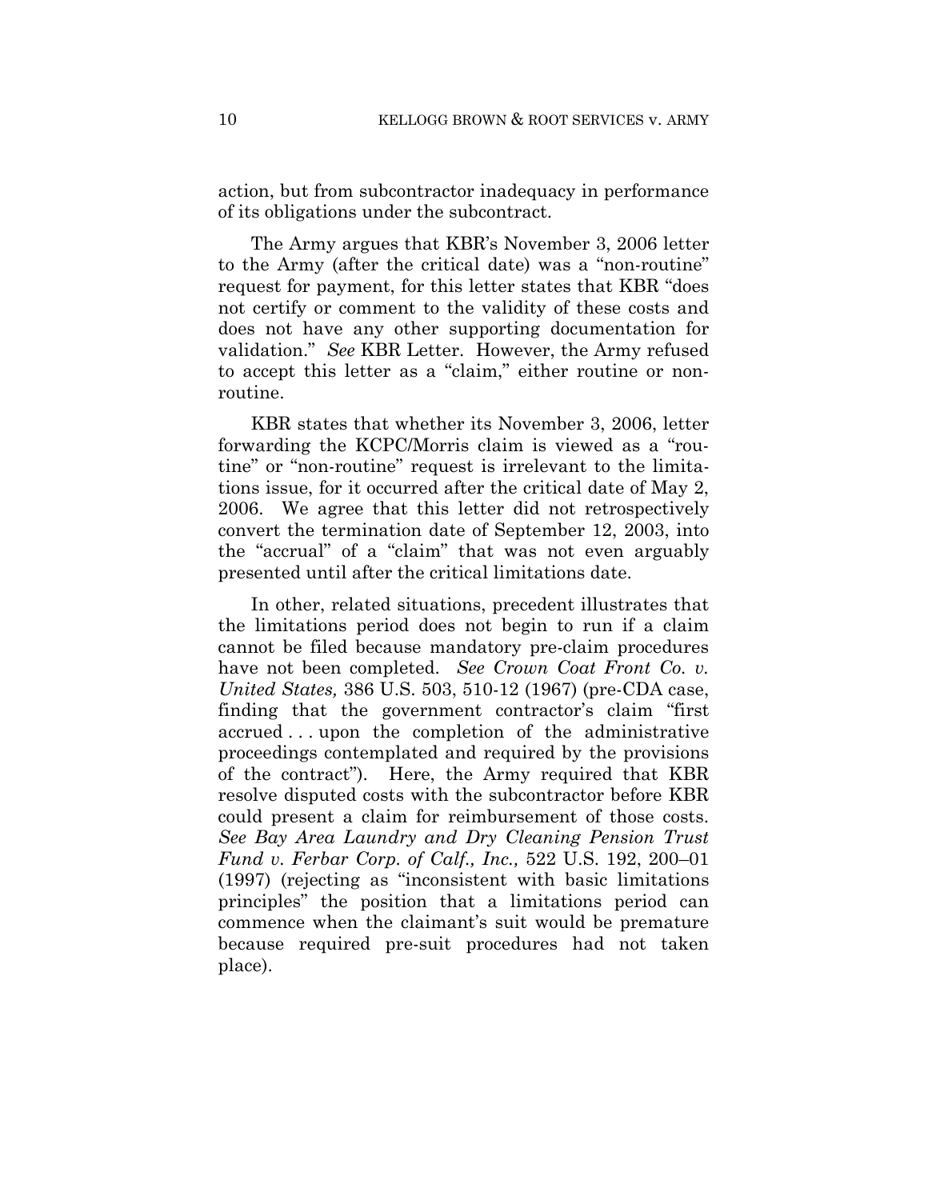action, but from subcontractor inadequacy in performance of its obligations under the subcontract.

The Army argues that KBR's November 3, 2006 letter to the Army (after the critical date) was a "non-routine" request for payment, for this letter states that KBR "does not certify or comment to the validity of these costs and does not have any other supporting documentation for validation." *See* KBR Letter. However, the Army refused to accept this letter as a "claim," either routine or non-routine.

KBR states that whether its November 3, 2006, letter forwarding the KCPC/Morris claim is viewed as a "routine" or "non-routine" request is irrelevant to the limitations issue, for it occurred after the critical date of May 2, 2006. We agree that this letter did not retrospectively convert the termination date of September 12, 2003, into the "accrual" of a "claim" that was not even arguably presented until after the critical limitations date.

In other, related situations, precedent illustrates that the limitations period does not begin to run if a claim cannot be filed because mandatory pre-claim procedures have not been completed. *See Crown Coat Front Co. v. United States,* 386 U.S. 503, 510-12 (1967) (pre-CDA case, finding that the government contractor's claim "first accrued . . . upon the completion of the administrative proceedings contemplated and required by the provisions of the contract"). Here, the Army required that KBR resolve disputed costs with the subcontractor before KBR could present a claim for reimbursement of those costs. *See Bay Area Laundry and Dry Cleaning Pension Trust Fund v. Ferbar Corp. of Calf., Inc.,* 522 U.S. 192, 200–01 (1997) (rejecting as "inconsistent with basic limitations principles" the position that a limitations period can commence when the claimant's suit would be premature because required pre-suit procedures had not taken place).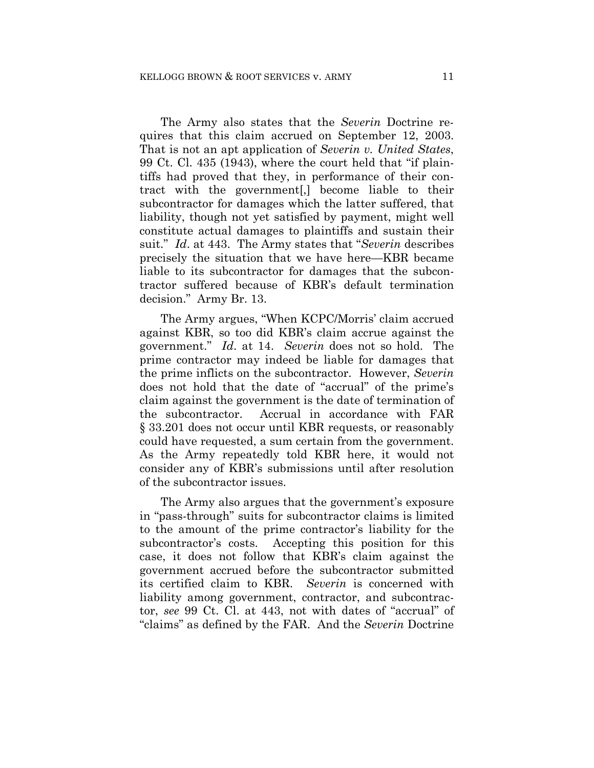The Army also states that the *Severin* Doctrine requires that this claim accrued on September 12, 2003. That is not an apt application of *Severin v. United States*, 99 Ct. Cl. 435 (1943), where the court held that "if plaintiffs had proved that they, in performance of their contract with the government[,] become liable to their subcontractor for damages which the latter suffered, that liability, though not yet satisfied by payment, might well constitute actual damages to plaintiffs and sustain their suit." *Id*. at 443. The Army states that "*Severin* describes precisely the situation that we have here—KBR became liable to its subcontractor for damages that the subcontractor suffered because of KBR's default termination decision." Army Br. 13.

The Army argues, "When KCPC/Morris' claim accrued against KBR, so too did KBR's claim accrue against the government." *Id*. at 14. *Severin* does not so hold. The prime contractor may indeed be liable for damages that the prime inflicts on the subcontractor. However, *Severin* does not hold that the date of "accrual" of the prime's claim against the government is the date of termination of the subcontractor. Accrual in accordance with FAR § 33.201 does not occur until KBR requests, or reasonably could have requested, a sum certain from the government. As the Army repeatedly told KBR here, it would not consider any of KBR's submissions until after resolution of the subcontractor issues.

The Army also argues that the government's exposure in "pass-through" suits for subcontractor claims is limited to the amount of the prime contractor's liability for the subcontractor's costs. Accepting this position for this case, it does not follow that KBR's claim against the government accrued before the subcontractor submitted its certified claim to KBR. *Severin* is concerned with liability among government, contractor, and subcontractor, *see* 99 Ct. Cl. at 443, not with dates of "accrual" of "claims" as defined by the FAR. And the *Severin* Doctrine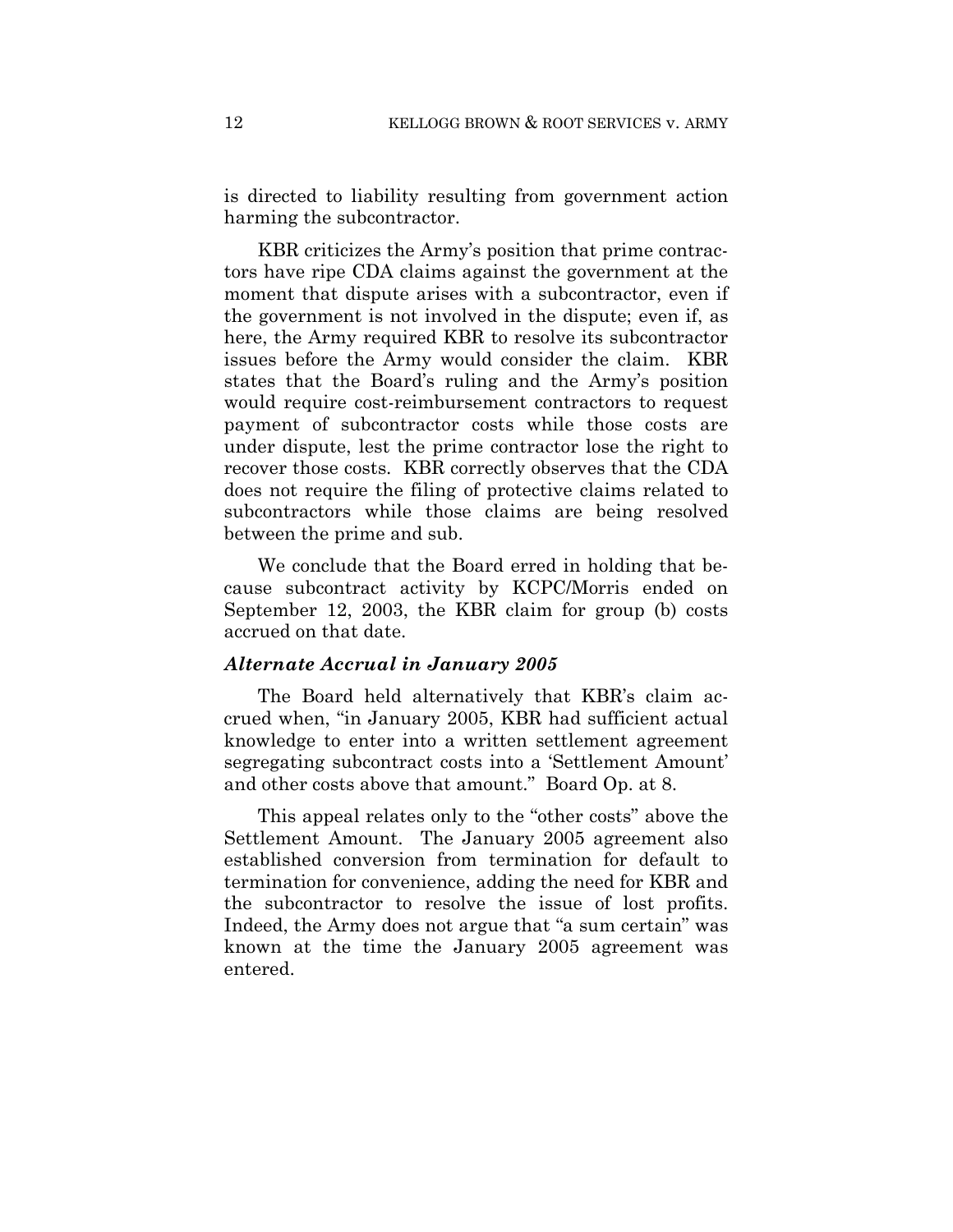is directed to liability resulting from government action harming the subcontractor.

KBR criticizes the Army's position that prime contractors have ripe CDA claims against the government at the moment that dispute arises with a subcontractor, even if the government is not involved in the dispute; even if, as here, the Army required KBR to resolve its subcontractor issues before the Army would consider the claim. KBR states that the Board's ruling and the Army's position would require cost-reimbursement contractors to request payment of subcontractor costs while those costs are under dispute, lest the prime contractor lose the right to recover those costs. KBR correctly observes that the CDA does not require the filing of protective claims related to subcontractors while those claims are being resolved between the prime and sub.

We conclude that the Board erred in holding that because subcontract activity by KCPC/Morris ended on September 12, 2003, the KBR claim for group (b) costs accrued on that date.

### *Alternate Accrual in January 2005*

The Board held alternatively that KBR's claim accrued when, "in January 2005, KBR had sufficient actual knowledge to enter into a written settlement agreement segregating subcontract costs into a 'Settlement Amount' and other costs above that amount." Board Op. at 8.

This appeal relates only to the "other costs" above the Settlement Amount. The January 2005 agreement also established conversion from termination for default to termination for convenience, adding the need for KBR and the subcontractor to resolve the issue of lost profits. Indeed, the Army does not argue that "a sum certain" was known at the time the January 2005 agreement was entered.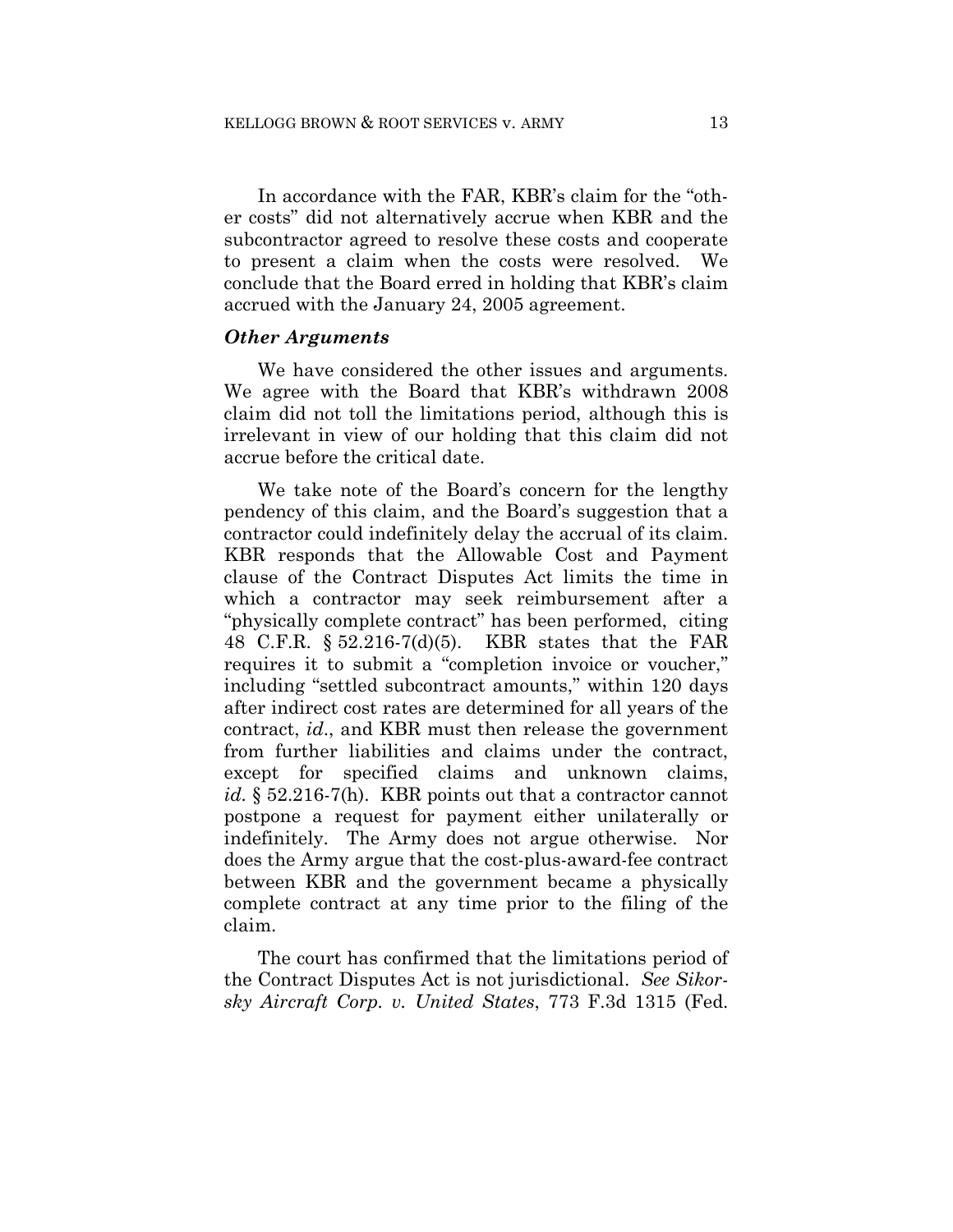In accordance with the FAR, KBR's claim for the "other costs" did not alternatively accrue when KBR and the subcontractor agreed to resolve these costs and cooperate to present a claim when the costs were resolved. We conclude that the Board erred in holding that KBR's claim accrued with the January 24, 2005 agreement.

### *Other Arguments*

We have considered the other issues and arguments. We agree with the Board that KBR's withdrawn 2008 claim did not toll the limitations period, although this is irrelevant in view of our holding that this claim did not accrue before the critical date.

We take note of the Board's concern for the lengthy pendency of this claim, and the Board's suggestion that a contractor could indefinitely delay the accrual of its claim. KBR responds that the Allowable Cost and Payment clause of the Contract Disputes Act limits the time in which a contractor may seek reimbursement after a "physically complete contract" has been performed, citing 48 C.F.R. § 52.216-7(d)(5). KBR states that the FAR requires it to submit a "completion invoice or voucher," including "settled subcontract amounts," within 120 days after indirect cost rates are determined for all years of the contract, *id*., and KBR must then release the government from further liabilities and claims under the contract, except for specified claims and unknown claims, *id*. § 52.216-7(h). KBR points out that a contractor cannot postpone a request for payment either unilaterally or indefinitely. The Army does not argue otherwise. Nor does the Army argue that the cost-plus-award-fee contract between KBR and the government became a physically complete contract at any time prior to the filing of the claim.

The court has confirmed that the limitations period of the Contract Disputes Act is not jurisdictional. *See Sikorsky Aircraft Corp. v. United States*, 773 F.3d 1315 (Fed.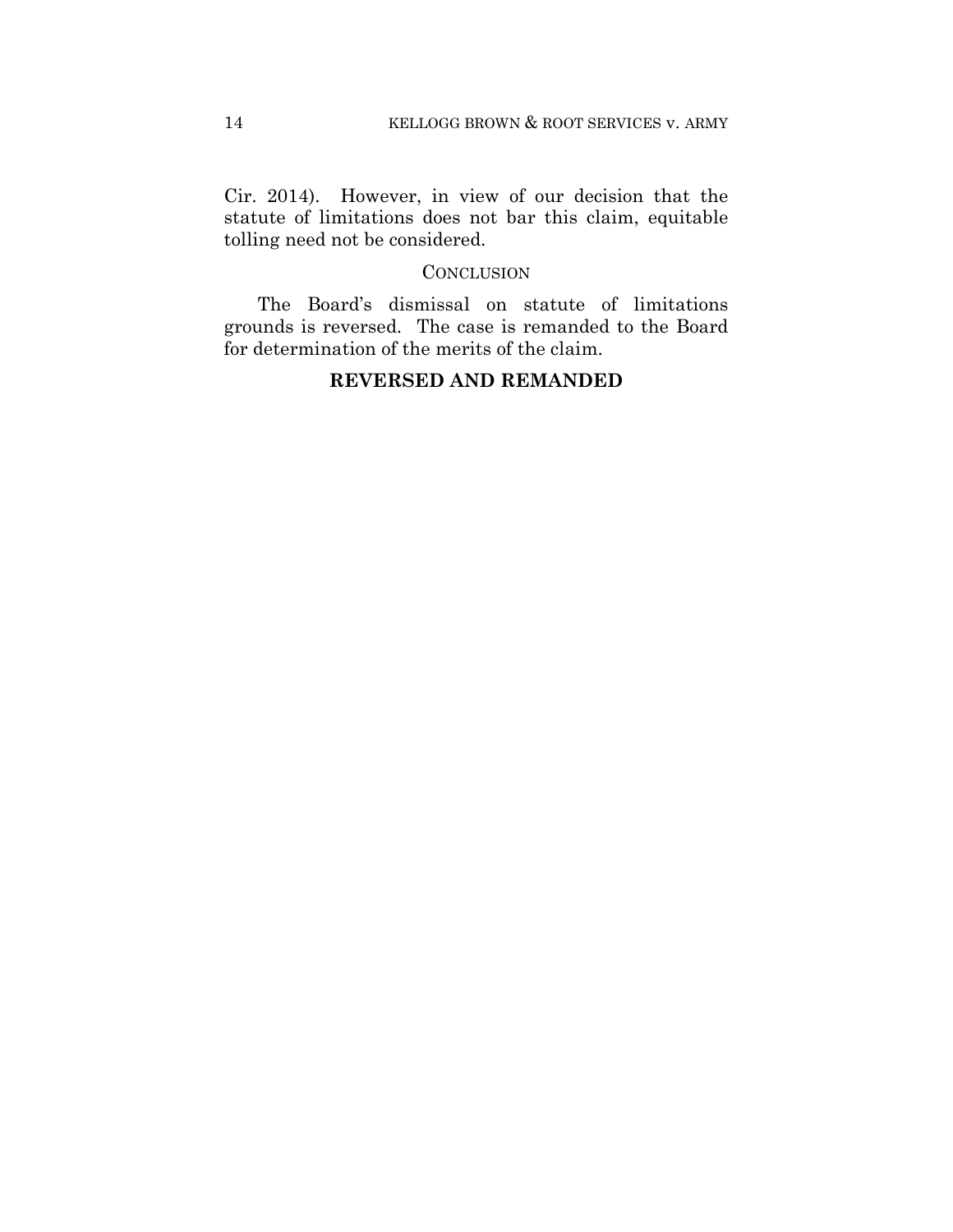Cir. 2014). However, in view of our decision that the statute of limitations does not bar this claim, equitable tolling need not be considered.

## CONCLUSION

The Board's dismissal on statute of limitations grounds is reversed. The case is remanded to the Board for determination of the merits of the claim.

**REVERSED AND REMANDED**